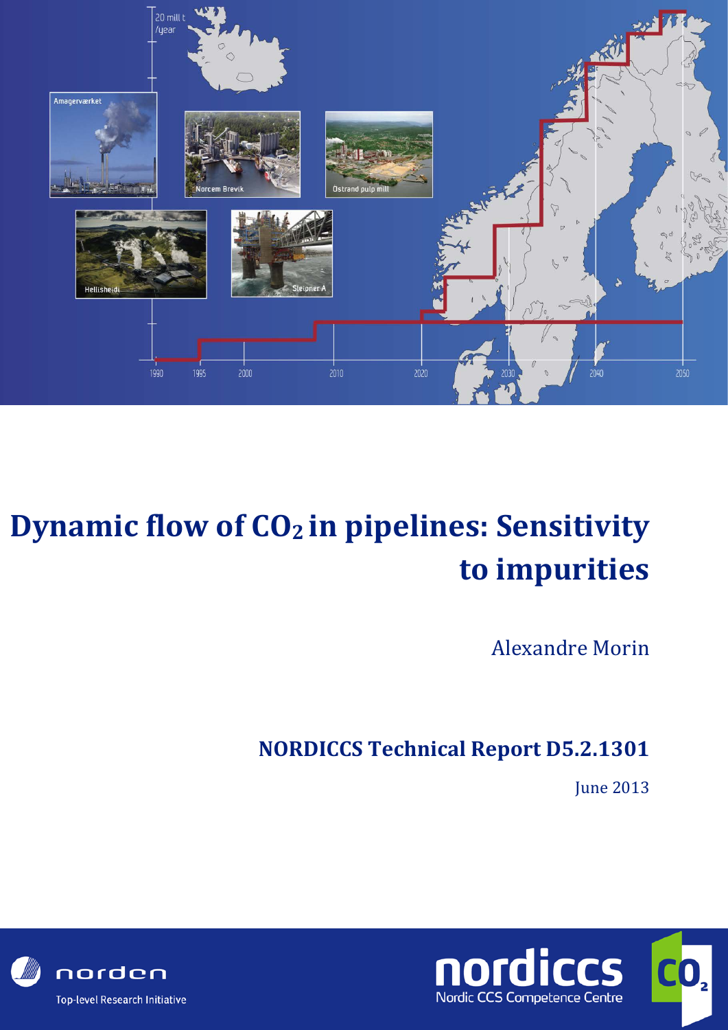# Dynamic flow of $CO_2$ in pipelines: Sensitivity to impurities

Alexandre Morin

**NORDICCS Technical Report D5.2.1301**

June 2013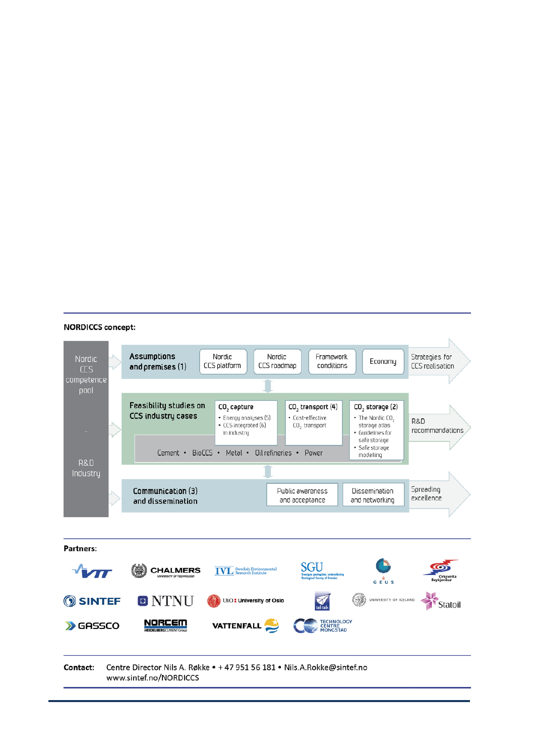**NORDICCS concept:**

Nordic CCS competence pool

-

R&D Industry

**Assumptions and premises (1)**

- Nordic CCS platform
- Nordic CCS roadmap
- Framework conditions
- Economy

Strategies for CCS realisation

**Feasibility studies on CCS industry cases**

**$CO_2$ capture**
- Energy analyses (5)
- CCS integrated (6) in industry

**$CO_2$ transport (4)**
- Cost-effective $CO_2$ transport

**$CO_2$ storage (2)**
- The Nordic $CO_2$ storage atlas
- Guidelines for safe storage
- Safe storage modelling

Cement • BioCCS • Metal • Oil refineries • Power

R&D recommendations

**Communication (3) and dissemination**

- Public awareness and acceptance
- Dissemination and networking

Spreading excellence

**Partners:**

VTT, CHALMERS University of Technology, IVL Swedish Environmental Research Institute, SGU Sveriges geologiska undersökning Geological Survey of Sweden, GEUS, Orkuveita Reykjavíkur, SINTEF, NTNU, UiO University of Oslo, tel-tek, University of Iceland, Statoil, GASSCO, NORCEM HeidelbergCement Group, VATTENFALL, Technology Centre Mongstad

**Contact:** Centre Director Nils A. Røkke • + 47 951 56 181 • Nils.A.Rokke@sintef.no
www.sintef.no/NORDICCS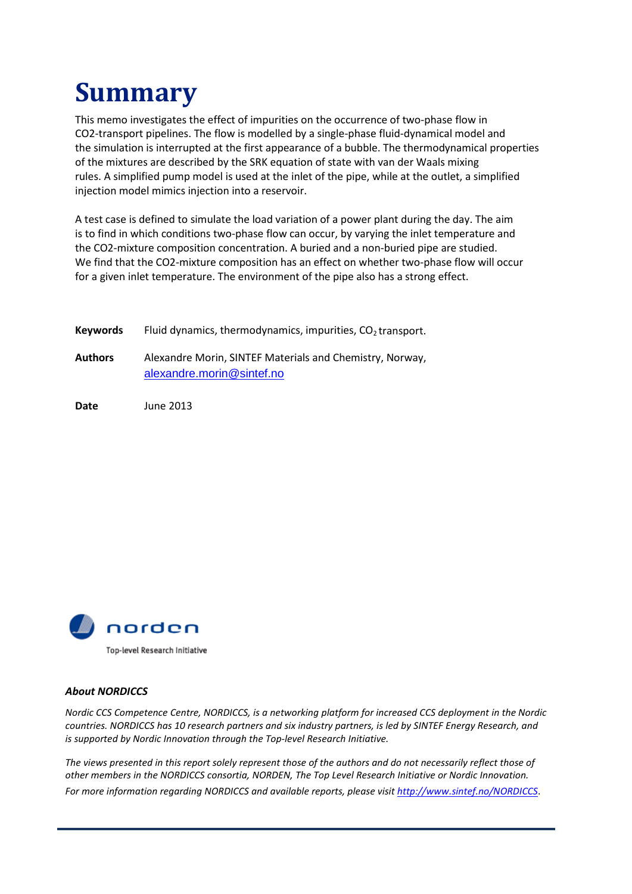# Summary

This memo investigates the effect of impurities on the occurrence of two-phase flow in CO2-transport pipelines. The flow is modelled by a single-phase fluid-dynamical model and the simulation is interrupted at the first appearance of a bubble. The thermodynamical properties of the mixtures are described by the SRK equation of state with van der Waals mixing rules. A simplified pump model is used at the inlet of the pipe, while at the outlet, a simplified injection model mimics injection into a reservoir.

A test case is defined to simulate the load variation of a power plant during the day. The aim is to find in which conditions two-phase flow can occur, by varying the inlet temperature and the CO2-mixture composition concentration. A buried and a non-buried pipe are studied. We find that the CO2-mixture composition has an effect on whether two-phase flow will occur for a given inlet temperature. The environment of the pipe also has a strong effect.

**Keywords** Fluid dynamics, thermodynamics, impurities, $CO_2$ transport.

**Authors** Alexandre Morin, SINTEF Materials and Chemistry, Norway, alexandre.morin@sintef.no

**Date** June 2013

norden

Top-level Research Initiative

***About NORDICCS***

*Nordic CCS Competence Centre, NORDICCS, is a networking platform for increased CCS deployment in the Nordic countries. NORDICCS has 10 research partners and six industry partners, is led by SINTEF Energy Research, and is supported by Nordic Innovation through the Top-level Research Initiative.*

*The views presented in this report solely represent those of the authors and do not necessarily reflect those of other members in the NORDICCS consortia, NORDEN, The Top Level Research Initiative or Nordic Innovation. For more information regarding NORDICCS and available reports, please visit http://www.sintef.no/NORDICCS.*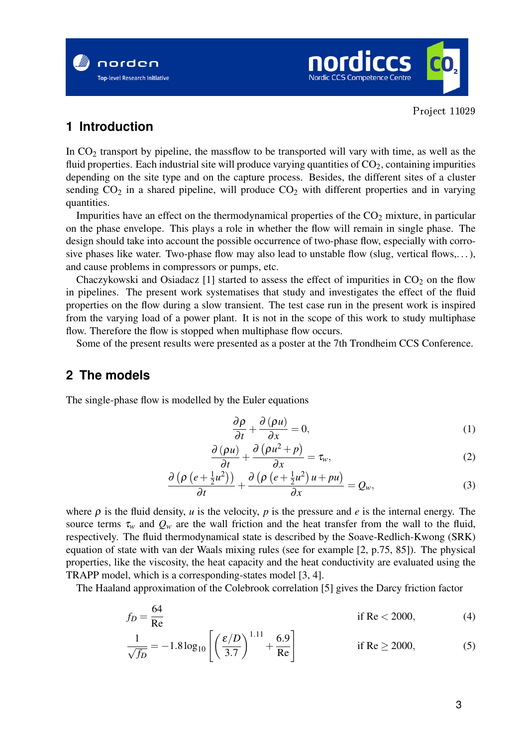Project 11029

# 1 Introduction

In $CO_2$ transport by pipeline, the massflow to be transported will vary with time, as well as the fluid properties. Each industrial site will produce varying quantities of $CO_2$, containing impurities depending on the site type and on the capture process. Besides, the different sites of a cluster sending $CO_2$ in a shared pipeline, will produce $CO_2$ with different properties and in varying quantities.

Impurities have an effect on the thermodynamical properties of the $CO_2$ mixture, in particular on the phase envelope. This plays a role in whether the flow will remain in single phase. The design should take into account the possible occurrence of two-phase flow, especially with corrosive phases like water. Two-phase flow may also lead to unstable flow (slug, vertical flows,...), and cause problems in compressors or pumps, etc.

Chaczykowski and Osiadacz [1] started to assess the effect of impurities in $CO_2$ on the flow in pipelines. The present work systematises that study and investigates the effect of the fluid properties on the flow during a slow transient. The test case run in the present work is inspired from the varying load of a power plant. It is not in the scope of this work to study multiphase flow. Therefore the flow is stopped when multiphase flow occurs.

Some of the present results were presented as a poster at the 7th Trondheim CCS Conference.

# 2 The models

The single-phase flow is modelled by the Euler equations

$$\frac{\partial \rho}{\partial t} + \frac{\partial (\rho u)}{\partial x} = 0, \tag{1}$$

$$\frac{\partial (\rho u)}{\partial t} + \frac{\partial \left(\rho u^2 + p\right)}{\partial x} = \tau_w, \tag{2}$$

$$\frac{\partial \left(\rho \left(e + \frac{1}{2}u^2\right)\right)}{\partial t} + \frac{\partial \left(\rho \left(e + \frac{1}{2}u^2\right) u + pu\right)}{\partial x} = Q_w, \tag{3}$$

where $\rho$ is the fluid density, $u$ is the velocity, $p$ is the pressure and $e$ is the internal energy. The source terms $\tau_w$ and $Q_w$ are the wall friction and the heat transfer from the wall to the fluid, respectively. The fluid thermodynamical state is described by the Soave-Redlich-Kwong (SRK) equation of state with van der Waals mixing rules (see for example [2, p.75, 85]). The physical properties, like the viscosity, the heat capacity and the heat conductivity are evaluated using the TRAPP model, which is a corresponding-states model [3, 4].

The Haaland approximation of the Colebrook correlation [5] gives the Darcy friction factor

$$f_D = \frac{64}{\text{Re}} \qquad \text{if Re} < 2000, \tag{4}$$

$$\frac{1}{\sqrt{f_D}} = -1.8 \log_{10} \left[ \left( \frac{\varepsilon / D}{3.7} \right)^{1.11} + \frac{6.9}{\text{Re}} \right] \qquad \text{if Re} \geq 2000, \tag{5}$$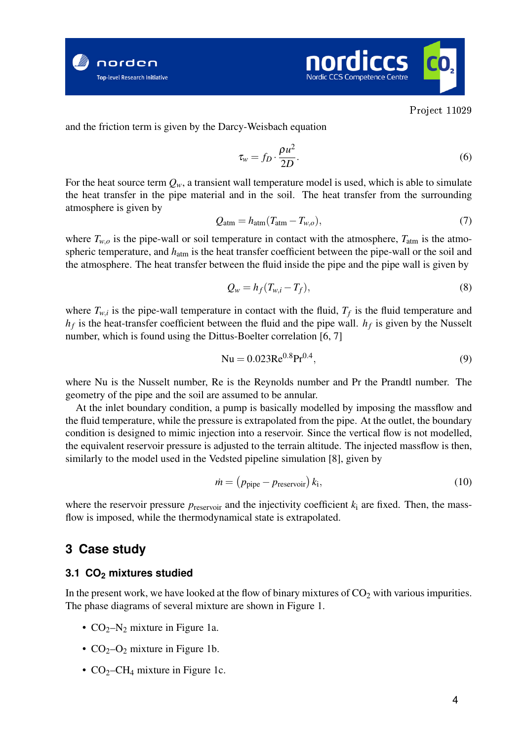and the friction term is given by the Darcy-Weisbach equation

$$\tau_w = f_D \cdot \frac{\rho u^2}{2D}. \tag{6}$$

For the heat source term $Q_w$, a transient wall temperature model is used, which is able to simulate the heat transfer in the pipe material and in the soil. The heat transfer from the surrounding atmosphere is given by

$$Q_{\text{atm}} = h_{\text{atm}}(T_{\text{atm}} - T_{w,o}), \tag{7}$$

where $T_{w,o}$ is the pipe-wall or soil temperature in contact with the atmosphere, $T_{\text{atm}}$ is the atmospheric temperature, and $h_{\text{atm}}$ is the heat transfer coefficient between the pipe-wall or the soil and the atmosphere. The heat transfer between the fluid inside the pipe and the pipe wall is given by

$$Q_w = h_f(T_{w,i} - T_f), \tag{8}$$

where $T_{w,i}$ is the pipe-wall temperature in contact with the fluid, $T_f$ is the fluid temperature and $h_f$ is the heat-transfer coefficient between the fluid and the pipe wall. $h_f$ is given by the Nusselt number, which is found using the Dittus-Boelter correlation [6, 7]

$$\text{Nu} = 0.023\text{Re}^{0.8}\text{Pr}^{0.4}, \tag{9}$$

where Nu is the Nusselt number, Re is the Reynolds number and Pr the Prandtl number. The geometry of the pipe and the soil are assumed to be annular.

At the inlet boundary condition, a pump is basically modelled by imposing the massflow and the fluid temperature, while the pressure is extrapolated from the pipe. At the outlet, the boundary condition is designed to mimic injection into a reservoir. Since the vertical flow is not modelled, the equivalent reservoir pressure is adjusted to the terrain altitude. The injected massflow is then, similarly to the model used in the Vedsted pipeline simulation [8], given by

$$\dot{m} = \left(p_{\text{pipe}} - p_{\text{reservoir}}\right) k_{\text{i}}, \tag{10}$$

where the reservoir pressure $p_{\text{reservoir}}$ and the injectivity coefficient $k_{\text{i}}$ are fixed. Then, the massflow is imposed, while the thermodynamical state is extrapolated.

## 3 Case study

### 3.1 $CO_2$ mixtures studied

In the present work, we have looked at the flow of binary mixtures of $CO_2$ with various impurities. The phase diagrams of several mixture are shown in Figure 1.

- $CO_2$–$N_2$ mixture in Figure 1a.
- $CO_2$–$O_2$ mixture in Figure 1b.
- $CO_2$–$CH_4$ mixture in Figure 1c.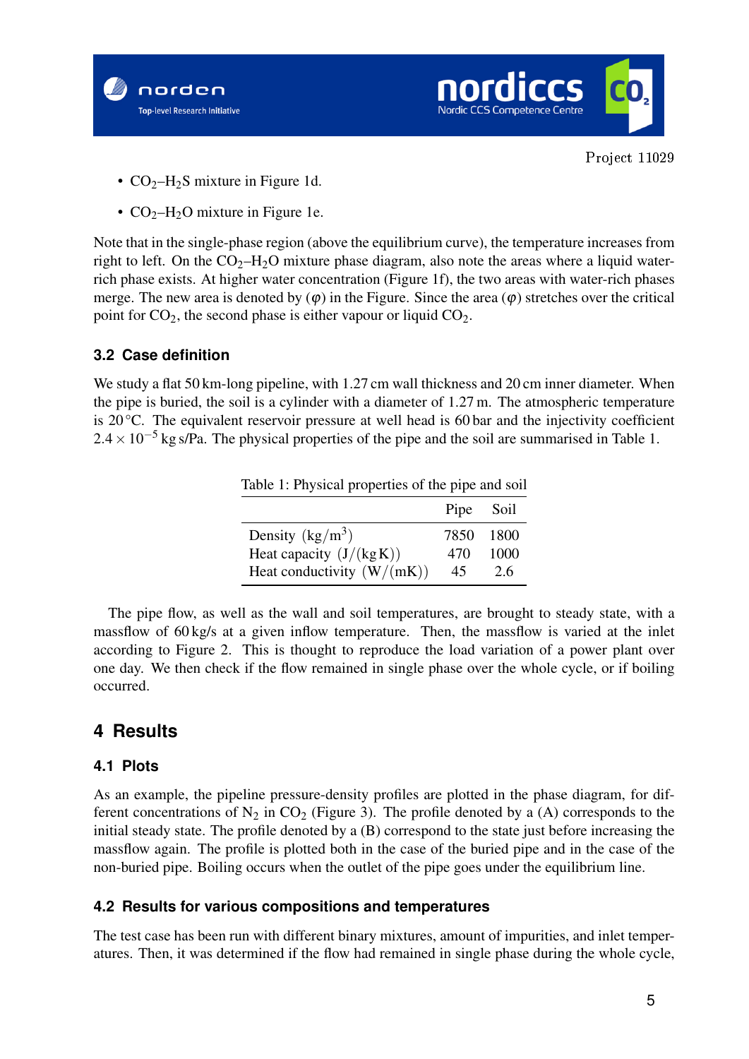- $CO_2$–$H_2S$ mixture in Figure 1d.
- $CO_2$–$H_2O$ mixture in Figure 1e.

Note that in the single-phase region (above the equilibrium curve), the temperature increases from right to left. On the $CO_2$–$H_2O$ mixture phase diagram, also note the areas where a liquid water-rich phase exists. At higher water concentration (Figure 1f), the two areas with water-rich phases merge. The new area is denoted by ($\varphi$) in the Figure. Since the area ($\varphi$) stretches over the critical point for $CO_2$, the second phase is either vapour or liquid $CO_2$.

### 3.2 Case definition

We study a flat 50 km-long pipeline, with 1.27 cm wall thickness and 20 cm inner diameter. When the pipe is buried, the soil is a cylinder with a diameter of 1.27 m. The atmospheric temperature is 20 °C. The equivalent reservoir pressure at well head is 60 bar and the injectivity coefficient $2.4 \times 10^{-5}$ kg s/Pa. The physical properties of the pipe and the soil are summarised in Table 1.

Table 1: Physical properties of the pipe and soil

| | Pipe | Soil |
|---|---|---|
| Density $(\mathrm{kg/m^3})$ | 7850 | 1800 |
| Heat capacity $(\mathrm{J/(kg\,K)})$ | 470 | 1000 |
| Heat conductivity $(\mathrm{W/(mK)})$ | 45 | 2.6 |

The pipe flow, as well as the wall and soil temperatures, are brought to steady state, with a massflow of 60 kg/s at a given inflow temperature. Then, the massflow is varied at the inlet according to Figure 2. This is thought to reproduce the load variation of a power plant over one day. We then check if the flow remained in single phase over the whole cycle, or if boiling occurred.

# 4 Results

### 4.1 Plots

As an example, the pipeline pressure-density profiles are plotted in the phase diagram, for different concentrations of $N_2$ in $CO_2$ (Figure 3). The profile denoted by a (A) corresponds to the initial steady state. The profile denoted by a (B) correspond to the state just before increasing the massflow again. The profile is plotted both in the case of the buried pipe and in the case of the non-buried pipe. Boiling occurs when the outlet of the pipe goes under the equilibrium line.

### 4.2 Results for various compositions and temperatures

The test case has been run with different binary mixtures, amount of impurities, and inlet temperatures. Then, it was determined if the flow had remained in single phase during the whole cycle,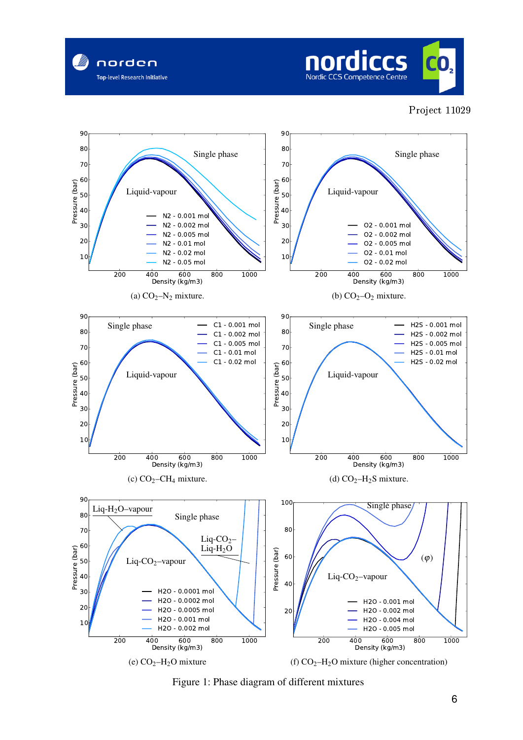(a) $CO_2$–$N_2$ mixture.

(b) $CO_2$–$O_2$ mixture.

(c) $CO_2$–$CH_4$ mixture.

(d) $CO_2$–$H_2S$ mixture.

(e) $CO_2$–$H_2O$ mixture

(f) $CO_2$–$H_2O$ mixture (higher concentration)

Figure 1: Phase diagram of different mixtures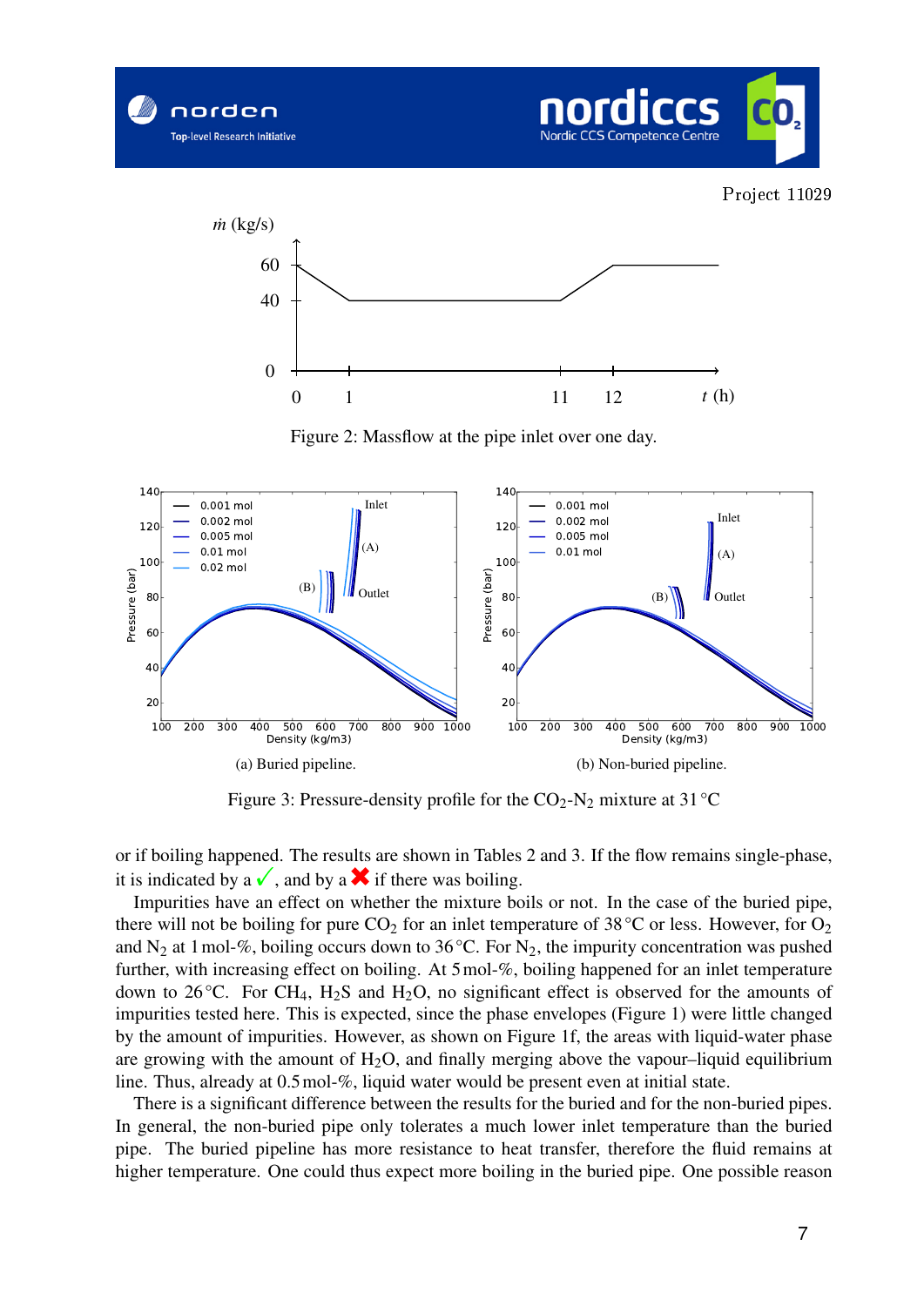Project 11029

Figure 2: Massflow at the pipe inlet over one day.

(a) Buried pipeline.

(b) Non-buried pipeline.

Figure 3: Pressure-density profile for the $CO_2$-$N_2$ mixture at 31 °C

or if boiling happened. The results are shown in Tables 2 and 3. If the flow remains single-phase, it is indicated by a ✓, and by a ✖ if there was boiling.

Impurities have an effect on whether the mixture boils or not. In the case of the buried pipe, there will not be boiling for pure $CO_2$ for an inlet temperature of 38 °C or less. However, for $O_2$ and $N_2$ at 1 mol-%, boiling occurs down to 36 °C. For $N_2$, the impurity concentration was pushed further, with increasing effect on boiling. At 5 mol-%, boiling happened for an inlet temperature down to 26 °C. For $CH_4$, $H_2S$ and $H_2O$, no significant effect is observed for the amounts of impurities tested here. This is expected, since the phase envelopes (Figure 1) were little changed by the amount of impurities. However, as shown on Figure 1f, the areas with liquid-water phase are growing with the amount of $H_2O$, and finally merging above the vapour–liquid equilibrium line. Thus, already at 0.5 mol-%, liquid water would be present even at initial state.

There is a significant difference between the results for the buried and for the non-buried pipes. In general, the non-buried pipe only tolerates a much lower inlet temperature than the buried pipe. The buried pipeline has more resistance to heat transfer, therefore the fluid remains at higher temperature. One could thus expect more boiling in the buried pipe. One possible reason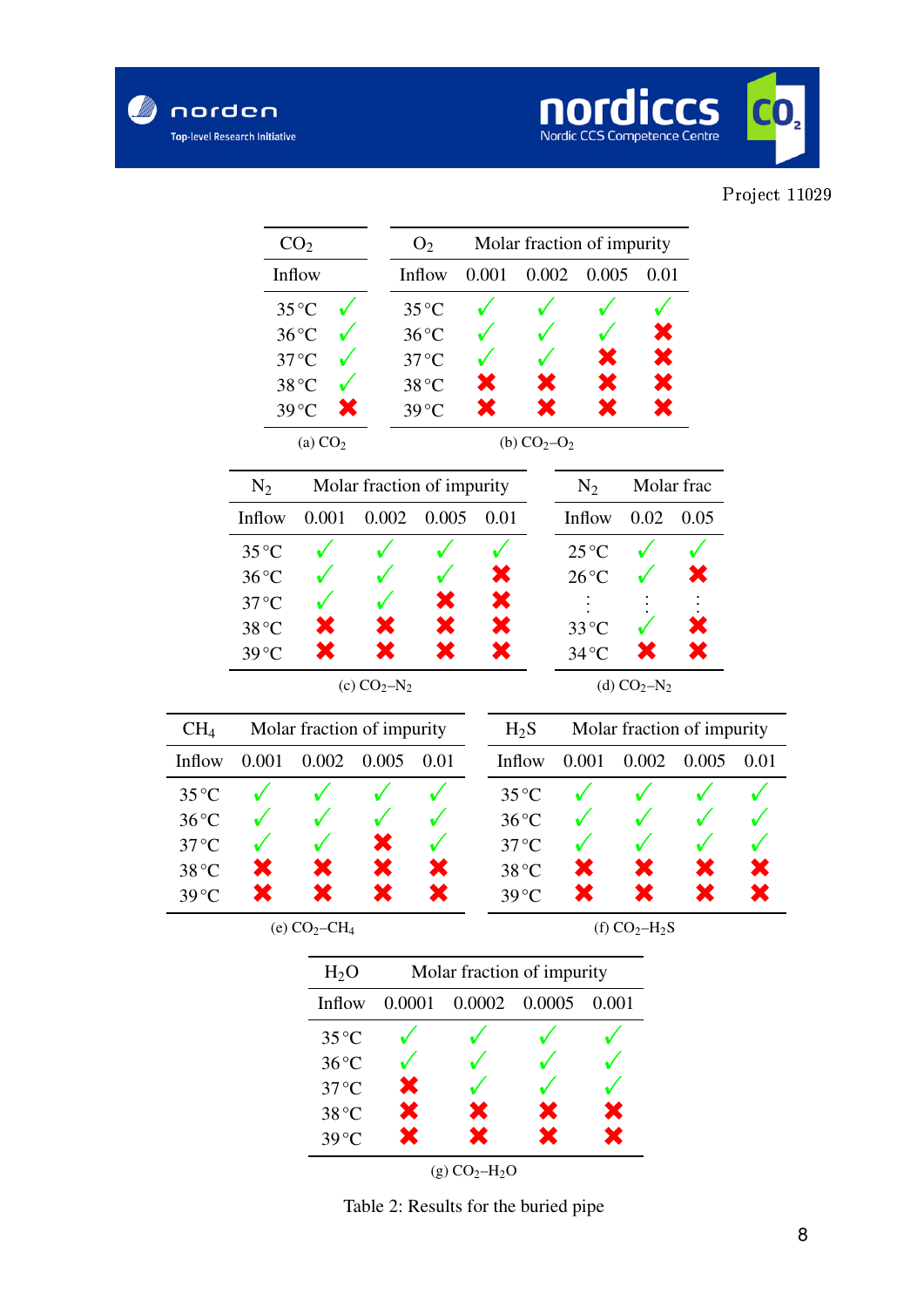Project 11029

| $CO_2$ | |
|---|---|
| Inflow | |
| 35 °C | ✓ |
| 36 °C | ✓ |
| 37 °C | ✓ |
| 38 °C | ✓ |
| 39 °C | ✗ |

(a) $CO_2$

| $O_2$ | Molar fraction of impurity | | | |
|---|---|---|---|---|
| Inflow | 0.001 | 0.002 | 0.005 | 0.01 |
| 35 °C | ✓ | ✓ | ✓ | ✓ |
| 36 °C | ✓ | ✓ | ✓ | ✗ |
| 37 °C | ✓ | ✓ | ✗ | ✗ |
| 38 °C | ✗ | ✗ | ✗ | ✗ |
| 39 °C | ✗ | ✗ | ✗ | ✗ |

(b) $CO_2$–$O_2$

| $N_2$ | Molar fraction of impurity | | | |
|---|---|---|---|---|
| Inflow | 0.001 | 0.002 | 0.005 | 0.01 |
| 35 °C | ✓ | ✓ | ✓ | ✓ |
| 36 °C | ✓ | ✓ | ✓ | ✗ |
| 37 °C | ✓ | ✓ | ✗ | ✗ |
| 38 °C | ✗ | ✗ | ✗ | ✗ |
| 39 °C | ✗ | ✗ | ✗ | ✗ |

(c) $CO_2$–$N_2$

| $N_2$ | Molar frac | |
|---|---|---|
| Inflow | 0.02 | 0.05 |
| 25 °C | ✓ | ✓ |
| 26 °C | ✓ | ✗ |
| ⋮ | ⋮ | ⋮ |
| 33 °C | ✓ | ✗ |
| 34 °C | ✗ | ✗ |

(d) $CO_2$–$N_2$

| $CH_4$ | Molar fraction of impurity | | | |
|---|---|---|---|---|
| Inflow | 0.001 | 0.002 | 0.005 | 0.01 |
| 35 °C | ✓ | ✓ | ✓ | ✓ |
| 36 °C | ✓ | ✓ | ✓ | ✓ |
| 37 °C | ✓ | ✓ | ✗ | ✓ |
| 38 °C | ✗ | ✗ | ✗ | ✗ |
| 39 °C | ✗ | ✗ | ✗ | ✗ |

(e) $CO_2$–$CH_4$

| $H_2S$ | Molar fraction of impurity | | | |
|---|---|---|---|---|
| Inflow | 0.001 | 0.002 | 0.005 | 0.01 |
| 35 °C | ✓ | ✓ | ✓ | ✓ |
| 36 °C | ✓ | ✓ | ✓ | ✓ |
| 37 °C | ✓ | ✓ | ✓ | ✓ |
| 38 °C | ✗ | ✗ | ✗ | ✗ |
| 39 °C | ✗ | ✗ | ✗ | ✗ |

(f) $CO_2$–$H_2S$

| $H_2O$ | Molar fraction of impurity | | | |
|---|---|---|---|---|
| Inflow | 0.0001 | 0.0002 | 0.0005 | 0.001 |
| 35 °C | ✓ | ✓ | ✓ | ✓ |
| 36 °C | ✓ | ✓ | ✓ | ✓ |
| 37 °C | ✗ | ✓ | ✓ | ✓ |
| 38 °C | ✗ | ✗ | ✗ | ✗ |
| 39 °C | ✗ | ✗ | ✗ | ✗ |

(g) $CO_2$–$H_2O$

Table 2: Results for the buried pipe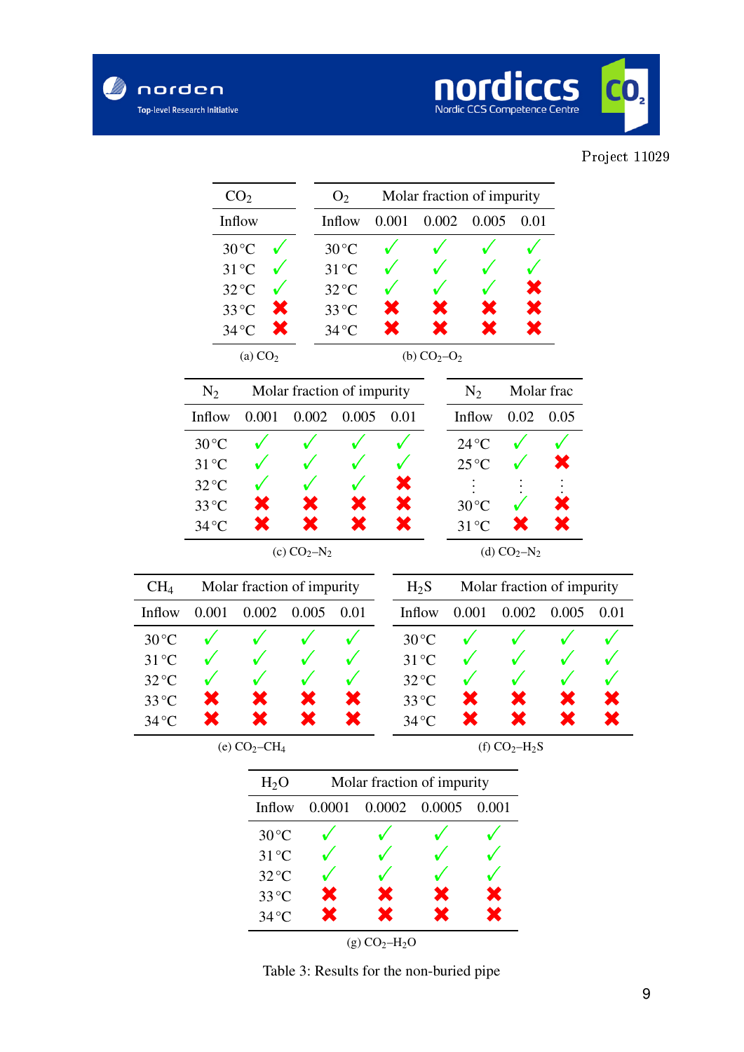| $CO_2$ | |
|---|---|
| Inflow | |
| 30 °C | ✓ |
| 31 °C | ✓ |
| 32 °C | ✓ |
| 33 °C | ✗ |
| 34 °C | ✗ |

(a) $CO_2$

| $O_2$ | Molar fraction of impurity | | | |
|---|---|---|---|---|
| Inflow | 0.001 | 0.002 | 0.005 | 0.01 |
| 30 °C | ✓ | ✓ | ✓ | ✓ |
| 31 °C | ✓ | ✓ | ✓ | ✓ |
| 32 °C | ✓ | ✓ | ✓ | ✗ |
| 33 °C | ✗ | ✗ | ✗ | ✗ |
| 34 °C | ✗ | ✗ | ✗ | ✗ |

(b) $CO_2$–$O_2$

| $N_2$ | Molar fraction of impurity | | | |
|---|---|---|---|---|
| Inflow | 0.001 | 0.002 | 0.005 | 0.01 |
| 30 °C | ✓ | ✓ | ✓ | ✓ |
| 31 °C | ✓ | ✓ | ✓ | ✓ |
| 32 °C | ✓ | ✓ | ✓ | ✗ |
| 33 °C | ✗ | ✗ | ✗ | ✗ |
| 34 °C | ✗ | ✗ | ✗ | ✗ |

(c) $CO_2$–$N_2$

| $N_2$ | Molar frac | |
|---|---|---|
| Inflow | 0.02 | 0.05 |
| 24 °C | ✓ | ✓ |
| 25 °C | ✓ | ✗ |
| ⋮ | ⋮ | ⋮ |
| 30 °C | ✓ | ✗ |
| 31 °C | ✗ | ✗ |

(d) $CO_2$–$N_2$

| $CH_4$ | Molar fraction of impurity | | | |
|---|---|---|---|---|
| Inflow | 0.001 | 0.002 | 0.005 | 0.01 |
| 30 °C | ✓ | ✓ | ✓ | ✓ |
| 31 °C | ✓ | ✓ | ✓ | ✓ |
| 32 °C | ✓ | ✓ | ✓ | ✓ |
| 33 °C | ✗ | ✗ | ✗ | ✗ |
| 34 °C | ✗ | ✗ | ✗ | ✗ |

(e) $CO_2$–$CH_4$

| $H_2S$ | Molar fraction of impurity | | | |
|---|---|---|---|---|
| Inflow | 0.001 | 0.002 | 0.005 | 0.01 |
| 30 °C | ✓ | ✓ | ✓ | ✓ |
| 31 °C | ✓ | ✓ | ✓ | ✓ |
| 32 °C | ✓ | ✓ | ✓ | ✓ |
| 33 °C | ✗ | ✗ | ✗ | ✗ |
| 34 °C | ✗ | ✗ | ✗ | ✗ |

(f) $CO_2$–$H_2S$

| $H_2O$ | Molar fraction of impurity | | | |
|---|---|---|---|---|
| Inflow | 0.0001 | 0.0002 | 0.0005 | 0.001 |
| 30 °C | ✓ | ✓ | ✓ | ✓ |
| 31 °C | ✓ | ✓ | ✓ | ✓ |
| 32 °C | ✓ | ✓ | ✓ | ✓ |
| 33 °C | ✗ | ✗ | ✗ | ✗ |
| 34 °C | ✗ | ✗ | ✗ | ✗ |

(g) $CO_2$–$H_2O$

Table 3: Results for the non-buried pipe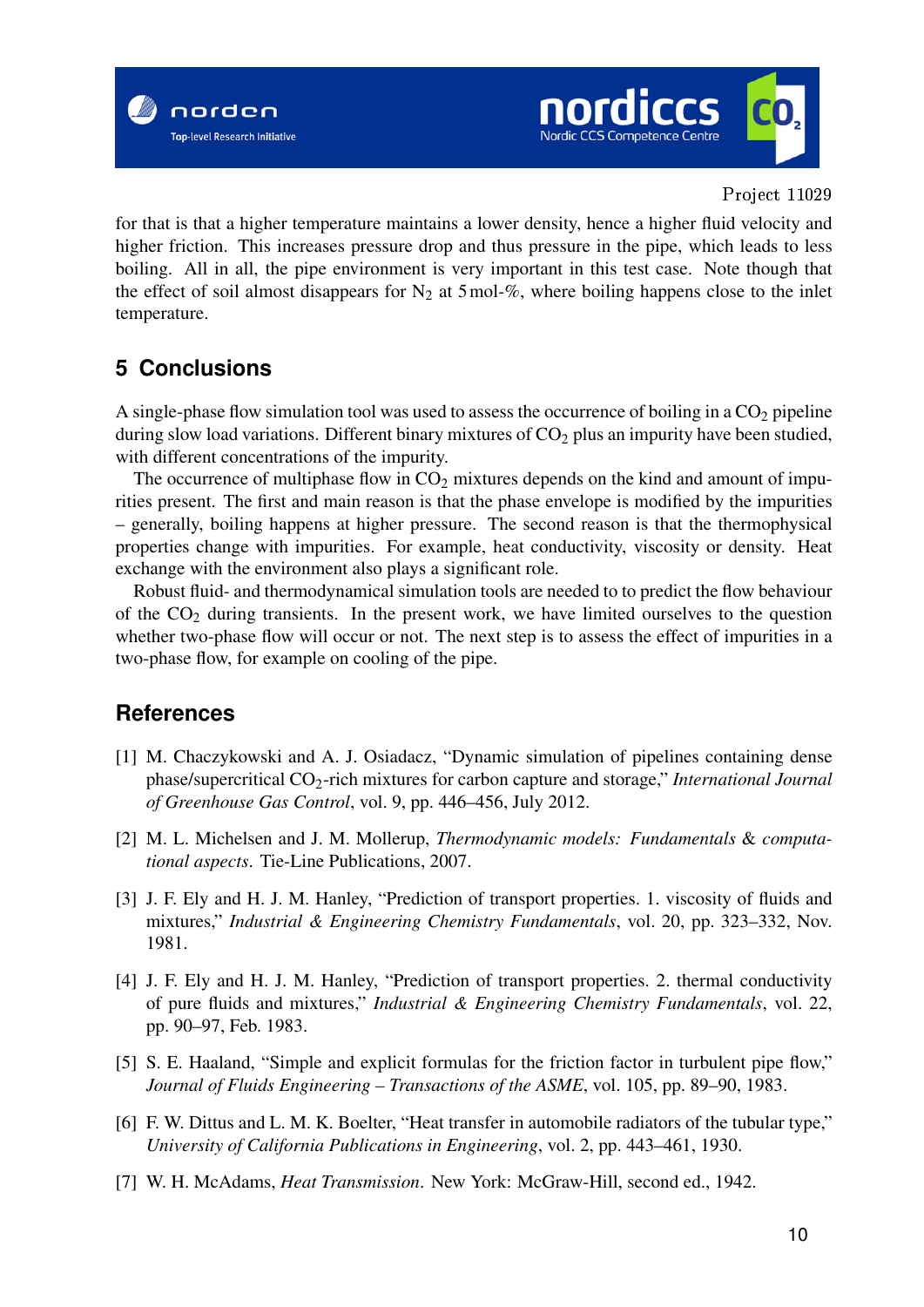for that is that a higher temperature maintains a lower density, hence a higher fluid velocity and higher friction. This increases pressure drop and thus pressure in the pipe, which leads to less boiling. All in all, the pipe environment is very important in this test case. Note though that the effect of soil almost disappears for $N_2$ at 5 mol-%, where boiling happens close to the inlet temperature.

## 5 Conclusions

A single-phase flow simulation tool was used to assess the occurrence of boiling in a $CO_2$ pipeline during slow load variations. Different binary mixtures of $CO_2$ plus an impurity have been studied, with different concentrations of the impurity.

The occurrence of multiphase flow in $CO_2$ mixtures depends on the kind and amount of impurities present. The first and main reason is that the phase envelope is modified by the impurities – generally, boiling happens at higher pressure. The second reason is that the thermophysical properties change with impurities. For example, heat conductivity, viscosity or density. Heat exchange with the environment also plays a significant role.

Robust fluid- and thermodynamical simulation tools are needed to to predict the flow behaviour of the $CO_2$ during transients. In the present work, we have limited ourselves to the question whether two-phase flow will occur or not. The next step is to assess the effect of impurities in a two-phase flow, for example on cooling of the pipe.

## References

[1] M. Chaczykowski and A. J. Osiadacz, "Dynamic simulation of pipelines containing dense phase/supercritical $CO_2$-rich mixtures for carbon capture and storage," *International Journal of Greenhouse Gas Control*, vol. 9, pp. 446–456, July 2012.

[2] M. L. Michelsen and J. M. Mollerup, *Thermodynamic models: Fundamentals & computational aspects*. Tie-Line Publications, 2007.

[3] J. F. Ely and H. J. M. Hanley, "Prediction of transport properties. 1. viscosity of fluids and mixtures," *Industrial & Engineering Chemistry Fundamentals*, vol. 20, pp. 323–332, Nov. 1981.

[4] J. F. Ely and H. J. M. Hanley, "Prediction of transport properties. 2. thermal conductivity of pure fluids and mixtures," *Industrial & Engineering Chemistry Fundamentals*, vol. 22, pp. 90–97, Feb. 1983.

[5] S. E. Haaland, "Simple and explicit formulas for the friction factor in turbulent pipe flow," *Journal of Fluids Engineering – Transactions of the ASME*, vol. 105, pp. 89–90, 1983.

[6] F. W. Dittus and L. M. K. Boelter, "Heat transfer in automobile radiators of the tubular type," *University of California Publications in Engineering*, vol. 2, pp. 443–461, 1930.

[7] W. H. McAdams, *Heat Transmission*. New York: McGraw-Hill, second ed., 1942.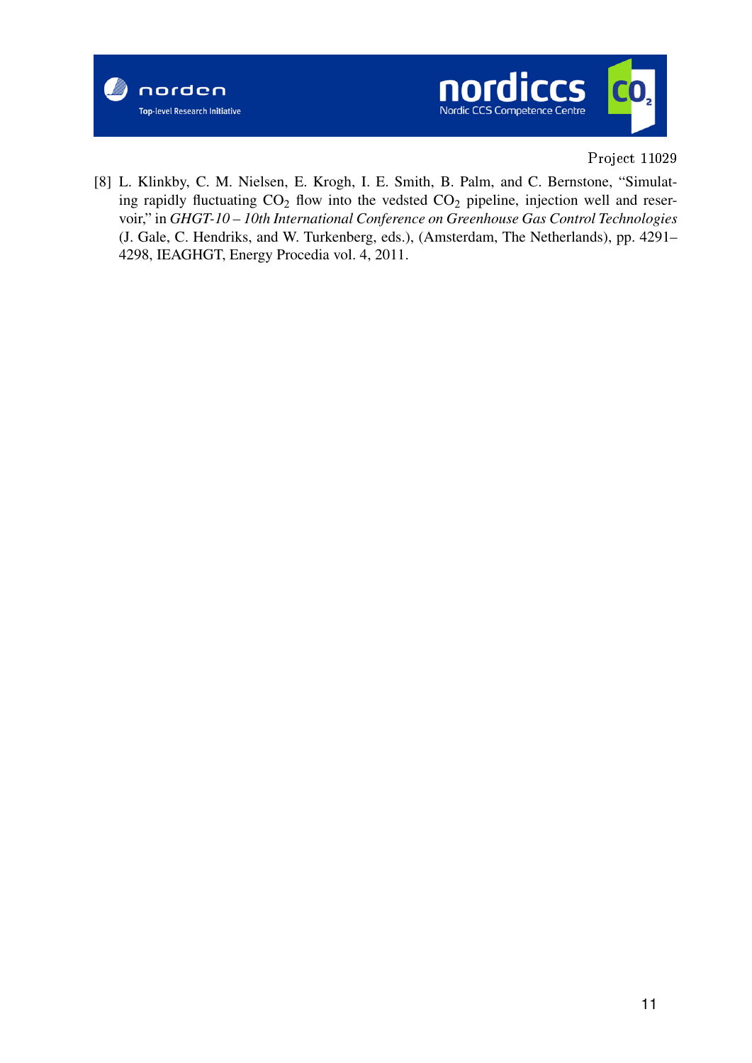[8] L. Klinkby, C. M. Nielsen, E. Krogh, I. E. Smith, B. Palm, and C. Bernstone, "Simulating rapidly fluctuating $CO_2$ flow into the vedsted $CO_2$ pipeline, injection well and reservoir," in *GHGT-10 – 10th International Conference on Greenhouse Gas Control Technologies* (J. Gale, C. Hendriks, and W. Turkenberg, eds.), (Amsterdam, The Netherlands), pp. 4291–4298, IEAGHGT, Energy Procedia vol. 4, 2011.